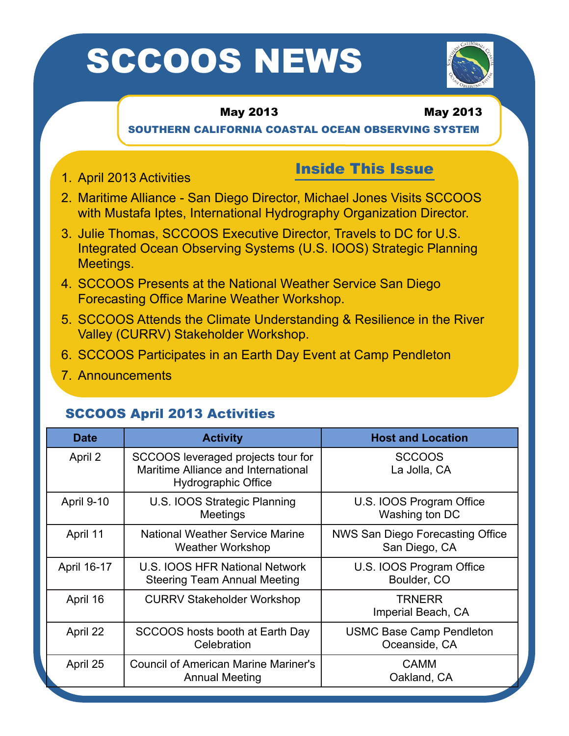# SCCOOS NEWS

**May 2013** **May 2013**

**SOUTHERN CALIFORNIA COASTAL OCEAN OBSERVING SYSTEM**

## Inside This Issue

1. April 2013 Activities
2. Maritime Alliance - San Diego Director, Michael Jones Visits SCCOOS with Mustafa Iptes, International Hydrography Organization Director.
3. Julie Thomas, SCCOOS Executive Director, Travels to DC for U.S. Integrated Ocean Observing Systems (U.S. IOOS) Strategic Planning Meetings.
4. SCCOOS Presents at the National Weather Service San Diego Forecasting Office Marine Weather Workshop.
5. SCCOOS Attends the Climate Understanding & Resilience in the River Valley (CURRV) Stakeholder Workshop.
6. SCCOOS Participates in an Earth Day Event at Camp Pendleton
7. Announcements

## SCCOOS April 2013 Activities

| Date | Activity | Host and Location |
|---|---|---|
| April 2 | SCCOOS leveraged projects tour for Maritime Alliance and International Hydrographic Office | SCCOOS La Jolla, CA |
| April 9-10 | U.S. IOOS Strategic Planning Meetings | U.S. IOOS Program Office Washing ton DC |
| April 11 | National Weather Service Marine Weather Workshop | NWS San Diego Forecasting Office San Diego, CA |
| April 16-17 | U.S. IOOS HFR National Network Steering Team Annual Meeting | U.S. IOOS Program Office Boulder, CO |
| April 16 | CURRV Stakeholder Workshop | TRNERR Imperial Beach, CA |
| April 22 | SCCOOS hosts booth at Earth Day Celebration | USMC Base Camp Pendleton Oceanside, CA |
| April 25 | Council of American Marine Mariner's Annual Meeting | CAMM Oakland, CA |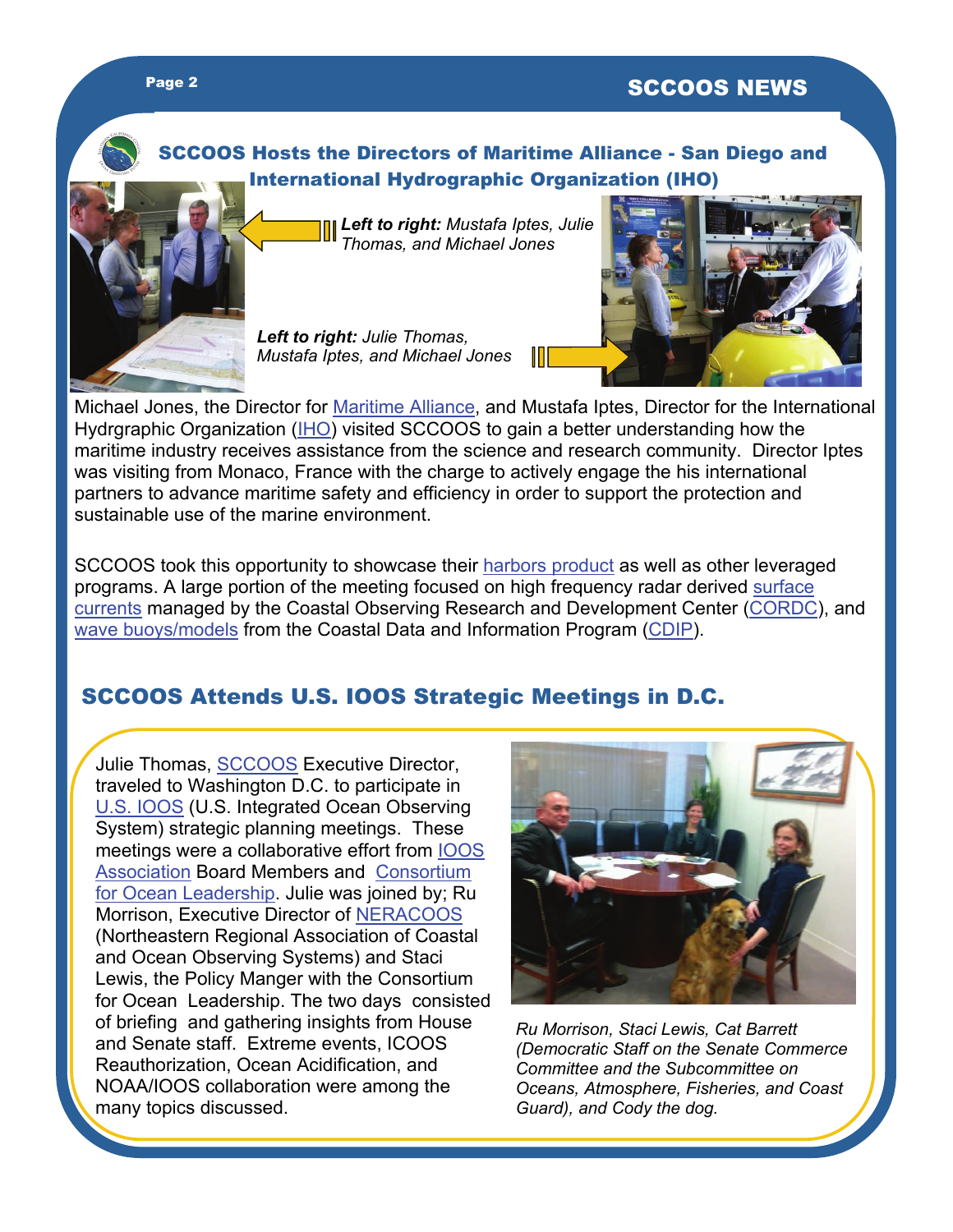## SCCOOS Hosts the Directors of Maritime Alliance - San Diego and International Hydrographic Organization (IHO)

***Left to right:*** *Mustafa Iptes, Julie Thomas, and Michael Jones*

***Left to right:*** *Julie Thomas, Mustafa Iptes, and Michael Jones*

Michael Jones, the Director for Maritime Alliance, and Mustafa Iptes, Director for the International Hydrgraphic Organization (IHO) visited SCCOOS to gain a better understanding how the maritime industry receives assistance from the science and research community. Director Iptes was visiting from Monaco, France with the charge to actively engage the his international partners to advance maritime safety and efficiency in order to support the protection and sustainable use of the marine environment.

SCCOOS took this opportunity to showcase their harbors product as well as other leveraged programs. A large portion of the meeting focused on high frequency radar derived surface currents managed by the Coastal Observing Research and Development Center (CORDC), and wave buoys/models from the Coastal Data and Information Program (CDIP).

## SCCOOS Attends U.S. IOOS Strategic Meetings in D.C.

Julie Thomas, SCCOOS Executive Director, traveled to Washington D.C. to participate in U.S. IOOS (U.S. Integrated Ocean Observing System) strategic planning meetings. These meetings were a collaborative effort from IOOS Association Board Members and Consortium for Ocean Leadership. Julie was joined by; Ru Morrison, Executive Director of NERACOOS (Northeastern Regional Association of Coastal and Ocean Observing Systems) and Staci Lewis, the Policy Manger with the Consortium for Ocean Leadership. The two days consisted of briefing and gathering insights from House and Senate staff. Extreme events, ICOOS Reauthorization, Ocean Acidification, and NOAA/IOOS collaboration were among the many topics discussed.

*Ru Morrison, Staci Lewis, Cat Barrett (Democratic Staff on the Senate Commerce Committee and the Subcommittee on Oceans, Atmosphere, Fisheries, and Coast Guard), and Cody the dog.*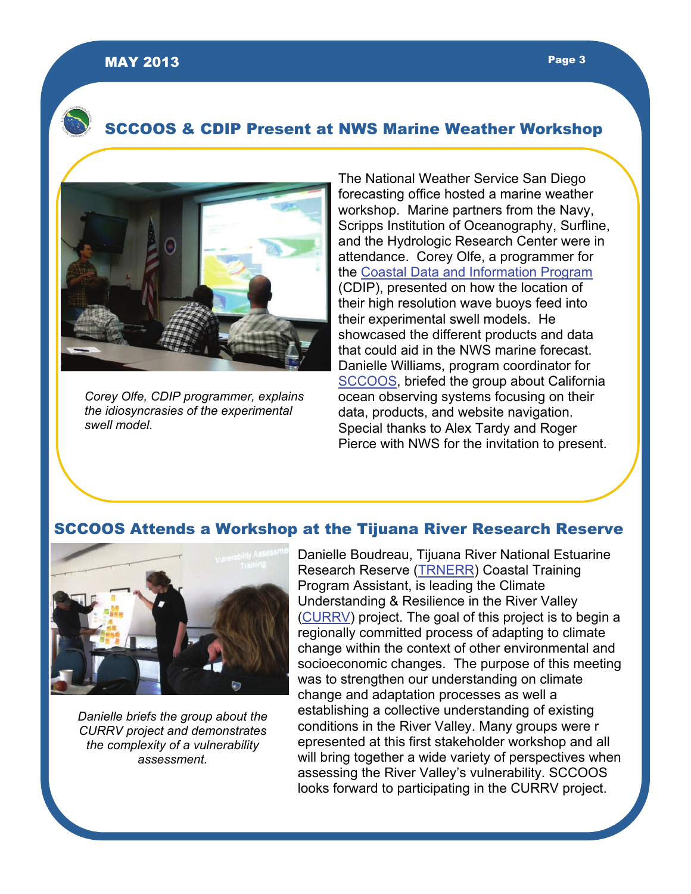## SCCOOS & CDIP Present at NWS Marine Weather Workshop

*Corey Olfe, CDIP programmer, explains the idiosyncrasies of the experimental swell model.*

The National Weather Service San Diego forecasting office hosted a marine weather workshop. Marine partners from the Navy, Scripps Institution of Oceanography, Surfline, and the Hydrologic Research Center were in attendance. Corey Olfe, a programmer for the Coastal Data and Information Program (CDIP), presented on how the location of their high resolution wave buoys feed into their experimental swell models. He showcased the different products and data that could aid in the NWS marine forecast. Danielle Williams, program coordinator for SCCOOS, briefed the group about California ocean observing systems focusing on their data, products, and website navigation. Special thanks to Alex Tardy and Roger Pierce with NWS for the invitation to present.

## SCCOOS Attends a Workshop at the Tijuana River Research Reserve

*Danielle briefs the group about the CURRV project and demonstrates the complexity of a vulnerability assessment.*

Danielle Boudreau, Tijuana River National Estuarine Research Reserve (TRNERR) Coastal Training Program Assistant, is leading the Climate Understanding & Resilience in the River Valley (CURRV) project. The goal of this project is to begin a regionally committed process of adapting to climate change within the context of other environmental and socioeconomic changes. The purpose of this meeting was to strengthen our understanding on climate change and adaptation processes as well a establishing a collective understanding of existing conditions in the River Valley. Many groups were r epresented at this first stakeholder workshop and all will bring together a wide variety of perspectives when assessing the River Valley's vulnerability. SCCOOS looks forward to participating in the CURRV project.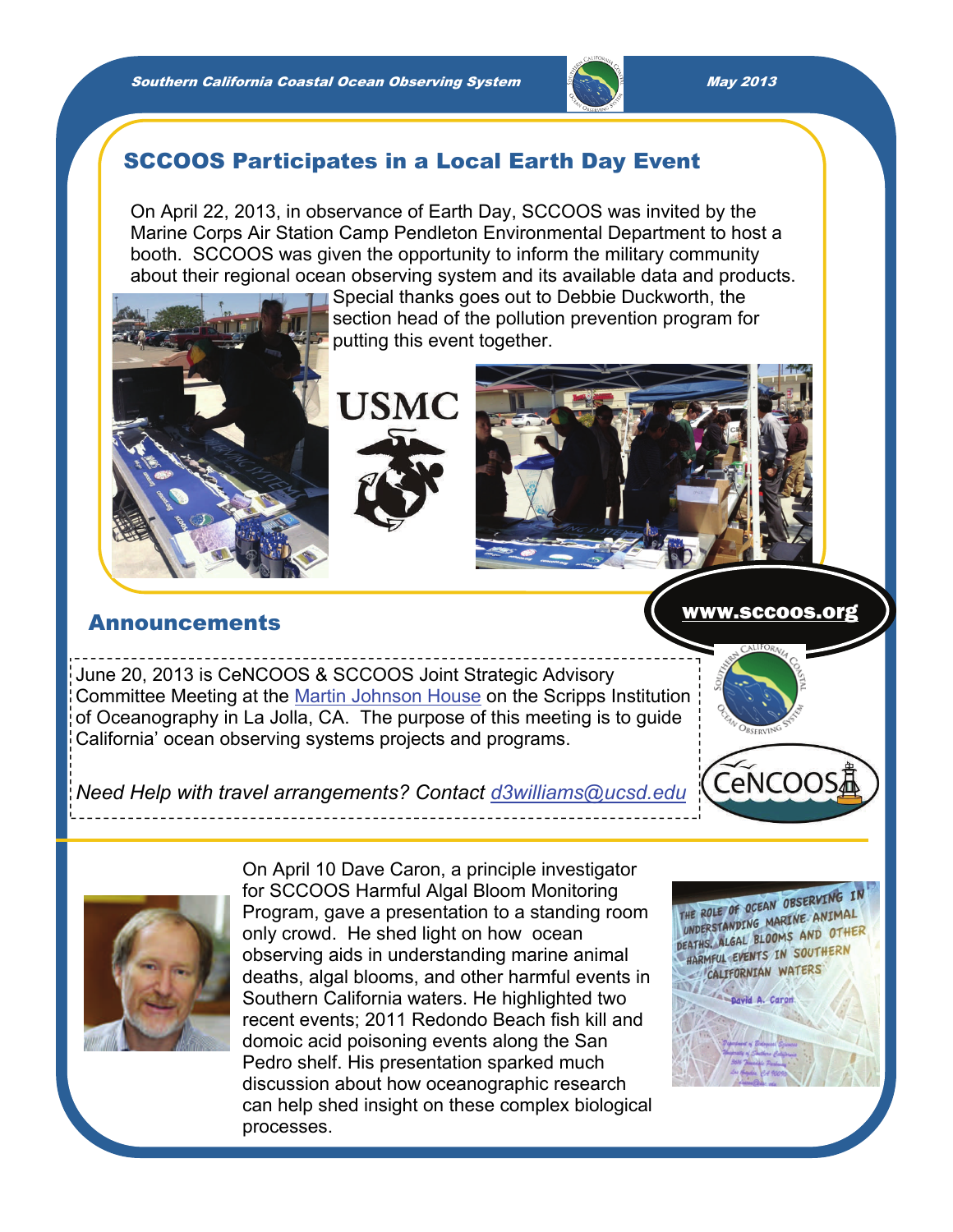## SCCOOS Participates in a Local Earth Day Event

On April 22, 2013, in observance of Earth Day, SCCOOS was invited by the Marine Corps Air Station Camp Pendleton Environmental Department to host a booth. SCCOOS was given the opportunity to inform the military community about their regional ocean observing system and its available data and products. Special thanks goes out to Debbie Duckworth, the section head of the pollution prevention program for putting this event together.

USMC

www.sccoos.org

## Announcements

June 20, 2013 is CeNCOOS & SCCOOS Joint Strategic Advisory Committee Meeting at the Martin Johnson House on the Scripps Institution of Oceanography in La Jolla, CA. The purpose of this meeting is to guide California' ocean observing systems projects and programs.

*Need Help with travel arrangements? Contact d3williams@ucsd.edu*

CeNCOOS

On April 10 Dave Caron, a principle investigator for SCCOOS Harmful Algal Bloom Monitoring Program, gave a presentation to a standing room only crowd. He shed light on how ocean observing aids in understanding marine animal deaths, algal blooms, and other harmful events in Southern California waters. He highlighted two recent events; 2011 Redondo Beach fish kill and domoic acid poisoning events along the San Pedro shelf. His presentation sparked much discussion about how oceanographic research can help shed insight on these complex biological processes.